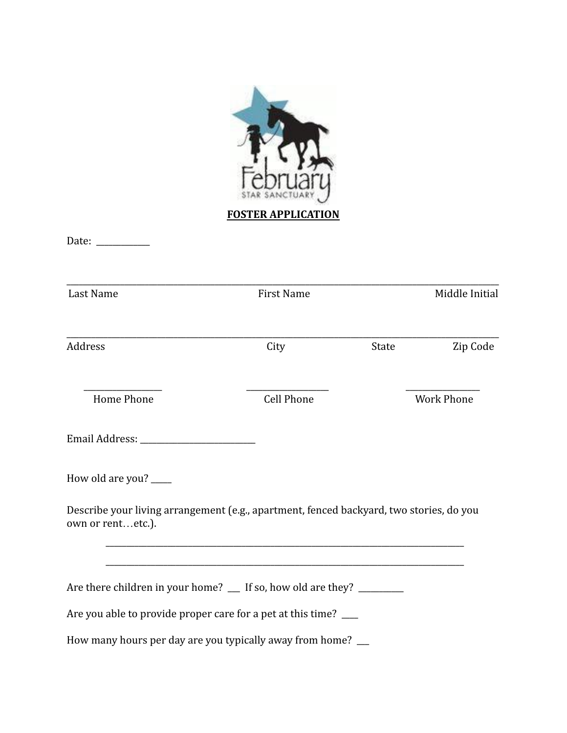February

STAR SANCTUARY

**FOSTER APPLICATION**

Date: ____________

_______________________________________________________________________________________________

Last Name First Name Middle Initial

_______________________________________________________________________________________________

Address City State Zip Code

_________________ _________________ _________________

Home Phone Cell Phone Work Phone

Email Address: ___________________________

How old are you? _____

Describe your living arrangement (e.g., apartment, fenced backyard, two stories, do you own or rent…etc.).

_______________________________________________________________________________________

_______________________________________________________________________________________

Are there children in your home? ___ If so, how old are they? __________

Are you able to provide proper care for a pet at this time? ____

How many hours per day are you typically away from home? ___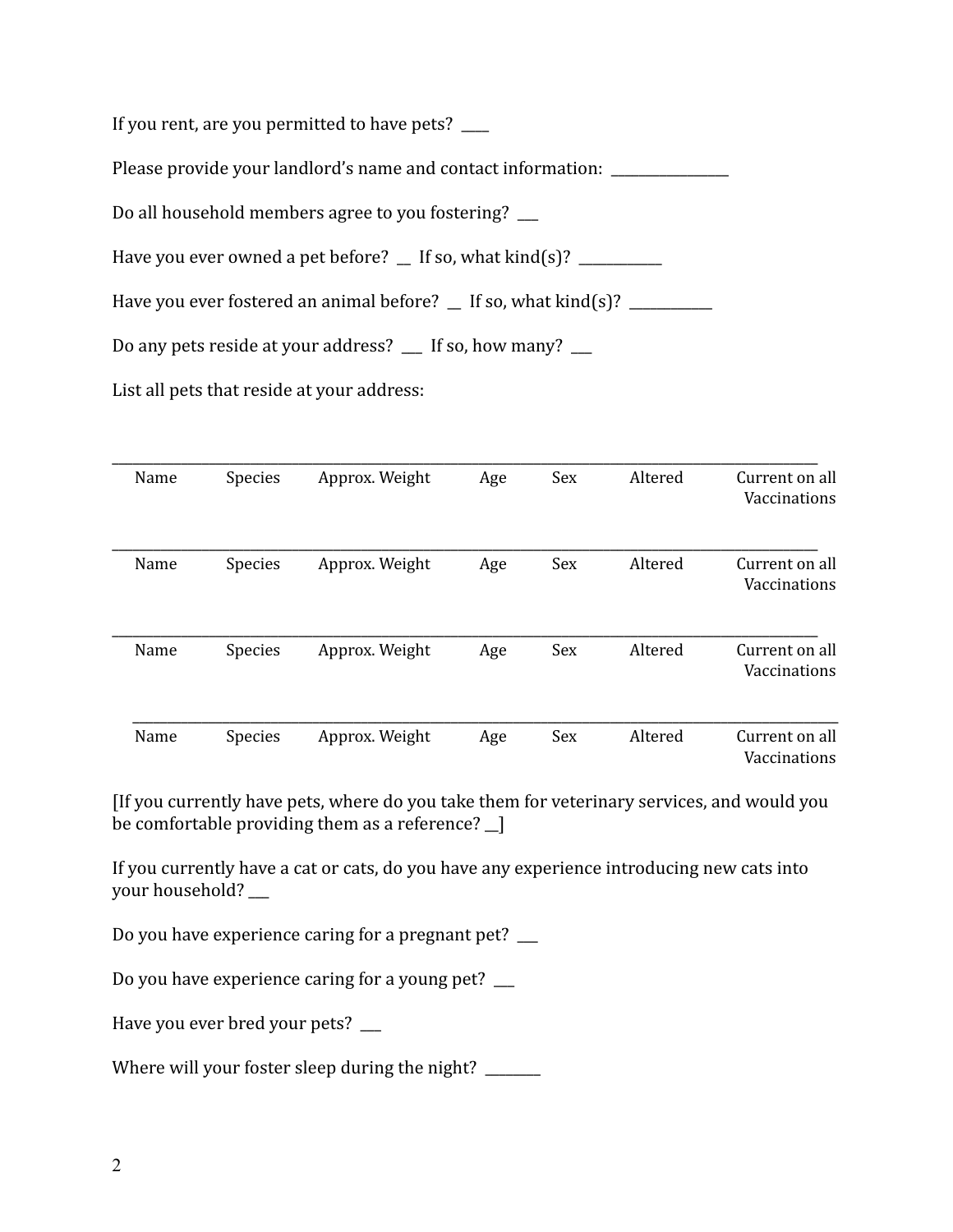If you rent, are you permitted to have pets?  ____

Please provide your landlord's name and contact information:  ________________

Do all household members agree to you fostering?  ___

Have you ever owned a pet before?  __  If so, what kind(s)?  ___________

Have you ever fostered an animal before?  __  If so, what kind(s)?  ___________

Do any pets reside at your address?  ___  If so, how many?  ___

List all pets that reside at your address:

_______________________________________________________________________________

Name    Species    Approx. Weight    Age    Sex    Altered    Current on all Vaccinations

_______________________________________________________________________________

Name    Species    Approx. Weight    Age    Sex    Altered    Current on all Vaccinations

_______________________________________________________________________________

Name    Species    Approx. Weight    Age    Sex    Altered    Current on all Vaccinations

_______________________________________________________________________________

Name    Species    Approx. Weight    Age    Sex    Altered    Current on all Vaccinations

[If you currently have pets, where do you take them for veterinary services, and would you be comfortable providing them as a reference? __]

If you currently have a cat or cats, do you have any experience introducing new cats into your household? ___

Do you have experience caring for a pregnant pet?  ___

Do you have experience caring for a young pet?  ___

Have you ever bred your pets?  ___

Where will your foster sleep during the night?  ________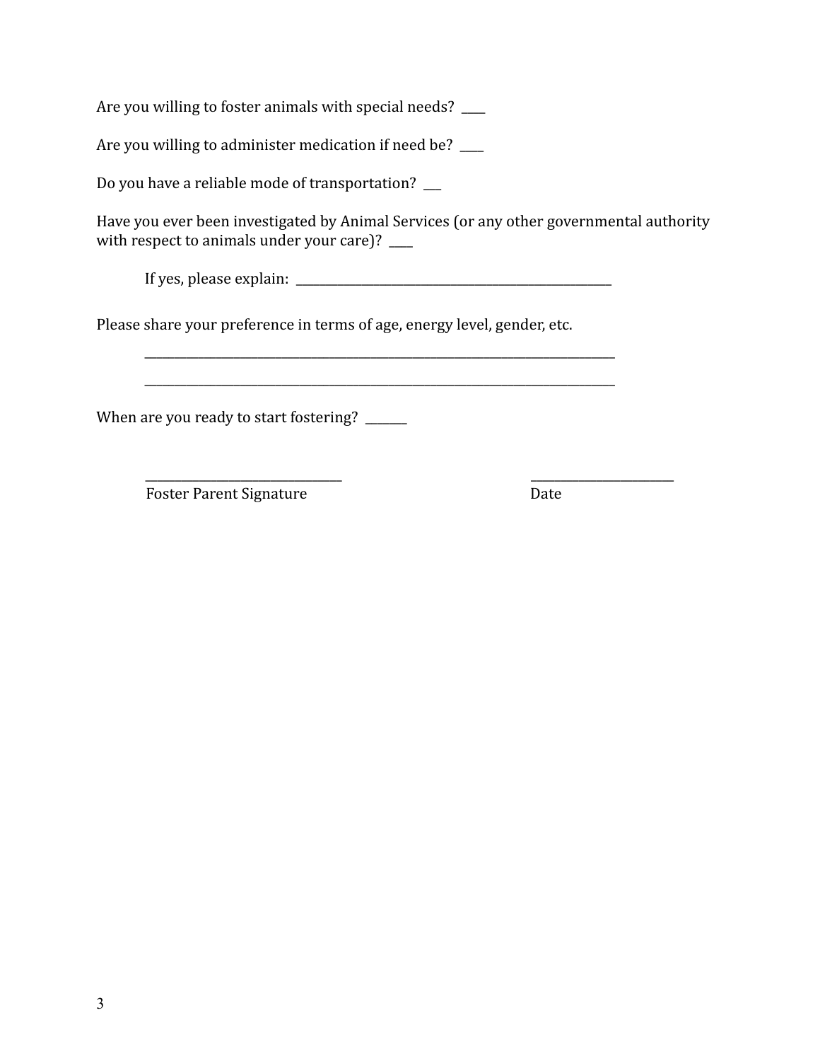Are you willing to foster animals with special needs? ____

Are you willing to administer medication if need be? ____

Do you have a reliable mode of transportation? ___

Have you ever been investigated by Animal Services (or any other governmental authority with respect to animals under your care)? ____

If yes, please explain: ______________________________________________________

Please share your preference in terms of age, energy level, gender, etc.

________________________________________________________________________________

________________________________________________________________________________

When are you ready to start fostering? _______

_______________________________ _______________________

Foster Parent Signature Date